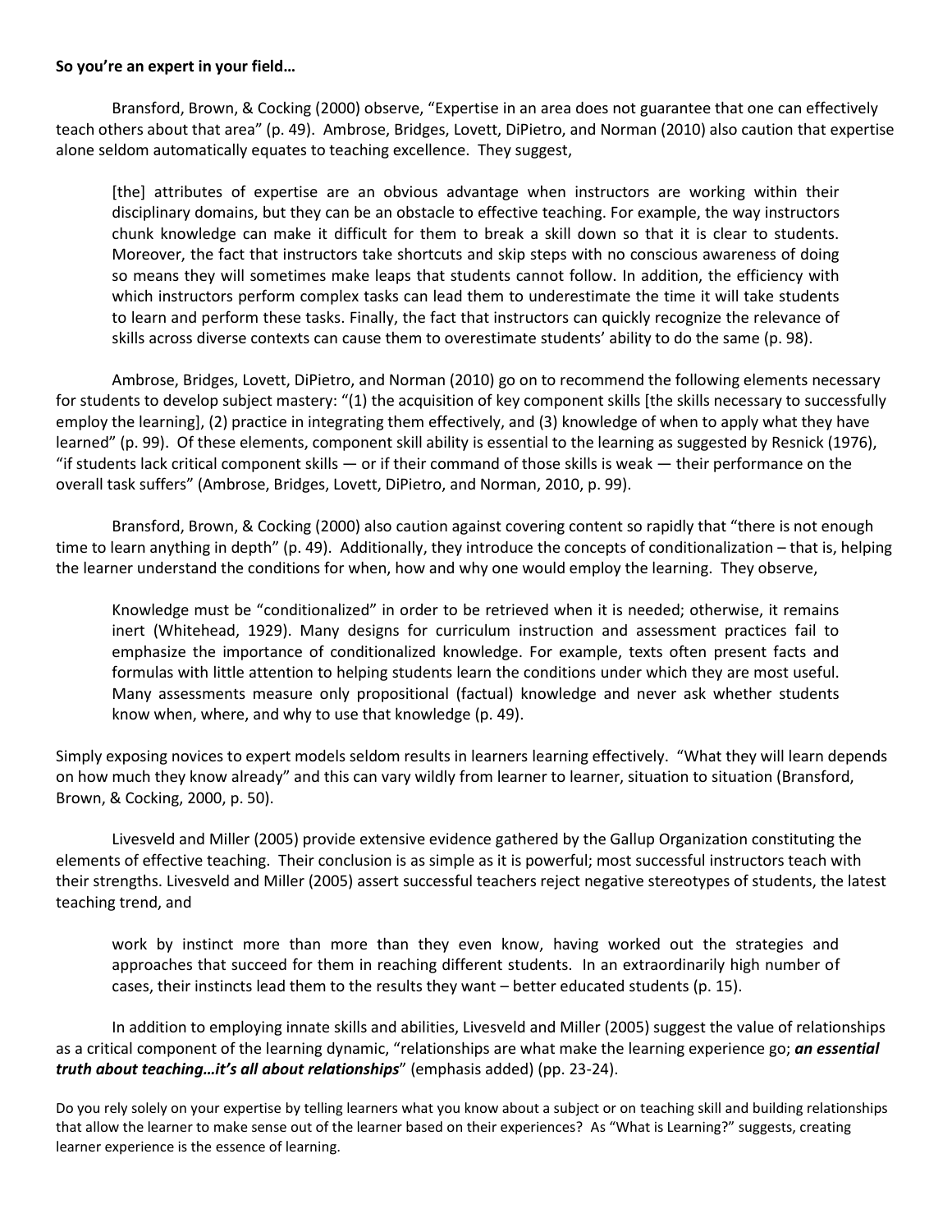**So you're an expert in your field…**

Bransford, Brown, & Cocking (2000) observe, "Expertise in an area does not guarantee that one can effectively teach others about that area" (p. 49). Ambrose, Bridges, Lovett, DiPietro, and Norman (2010) also caution that expertise alone seldom automatically equates to teaching excellence. They suggest,

> [the] attributes of expertise are an obvious advantage when instructors are working within their disciplinary domains, but they can be an obstacle to effective teaching. For example, the way instructors chunk knowledge can make it difficult for them to break a skill down so that it is clear to students. Moreover, the fact that instructors take shortcuts and skip steps with no conscious awareness of doing so means they will sometimes make leaps that students cannot follow. In addition, the efficiency with which instructors perform complex tasks can lead them to underestimate the time it will take students to learn and perform these tasks. Finally, the fact that instructors can quickly recognize the relevance of skills across diverse contexts can cause them to overestimate students' ability to do the same (p. 98).

Ambrose, Bridges, Lovett, DiPietro, and Norman (2010) go on to recommend the following elements necessary for students to develop subject mastery: "(1) the acquisition of key component skills [the skills necessary to successfully employ the learning], (2) practice in integrating them effectively, and (3) knowledge of when to apply what they have learned" (p. 99). Of these elements, component skill ability is essential to the learning as suggested by Resnick (1976), "if students lack critical component skills — or if their command of those skills is weak — their performance on the overall task suffers" (Ambrose, Bridges, Lovett, DiPietro, and Norman, 2010, p. 99).

Bransford, Brown, & Cocking (2000) also caution against covering content so rapidly that "there is not enough time to learn anything in depth" (p. 49). Additionally, they introduce the concepts of conditionalization – that is, helping the learner understand the conditions for when, how and why one would employ the learning. They observe,

> Knowledge must be "conditionalized" in order to be retrieved when it is needed; otherwise, it remains inert (Whitehead, 1929). Many designs for curriculum instruction and assessment practices fail to emphasize the importance of conditionalized knowledge. For example, texts often present facts and formulas with little attention to helping students learn the conditions under which they are most useful. Many assessments measure only propositional (factual) knowledge and never ask whether students know when, where, and why to use that knowledge (p. 49).

Simply exposing novices to expert models seldom results in learners learning effectively. "What they will learn depends on how much they know already" and this can vary wildly from learner to learner, situation to situation (Bransford, Brown, & Cocking, 2000, p. 50).

Livesveld and Miller (2005) provide extensive evidence gathered by the Gallup Organization constituting the elements of effective teaching. Their conclusion is as simple as it is powerful; most successful instructors teach with their strengths. Livesveld and Miller (2005) assert successful teachers reject negative stereotypes of students, the latest teaching trend, and

> work by instinct more than more than they even know, having worked out the strategies and approaches that succeed for them in reaching different students. In an extraordinarily high number of cases, their instincts lead them to the results they want – better educated students (p. 15).

In addition to employing innate skills and abilities, Livesveld and Miller (2005) suggest the value of relationships as a critical component of the learning dynamic, "relationships are what make the learning experience go; ***an essential truth about teaching…it's all about relationships***" (emphasis added) (pp. 23-24).

Do you rely solely on your expertise by telling learners what you know about a subject or on teaching skill and building relationships that allow the learner to make sense out of the learner based on their experiences? As "What is Learning?" suggests, creating learner experience is the essence of learning.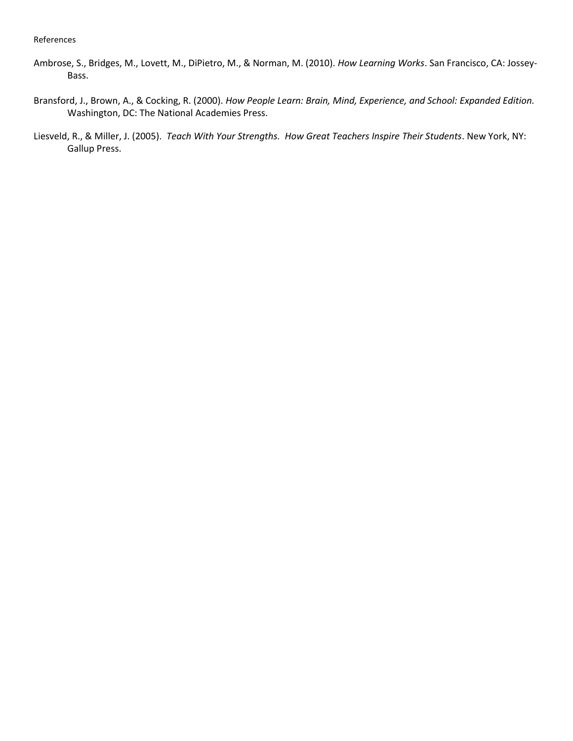References

Ambrose, S., Bridges, M., Lovett, M., DiPietro, M., & Norman, M. (2010). *How Learning Works*. San Francisco, CA: Jossey-Bass.

Bransford, J., Brown, A., & Cocking, R. (2000). *How People Learn: Brain, Mind, Experience, and School: Expanded Edition.* Washington, DC: The National Academies Press.

Liesveld, R., & Miller, J. (2005). *Teach With Your Strengths. How Great Teachers Inspire Their Students*. New York, NY: Gallup Press.